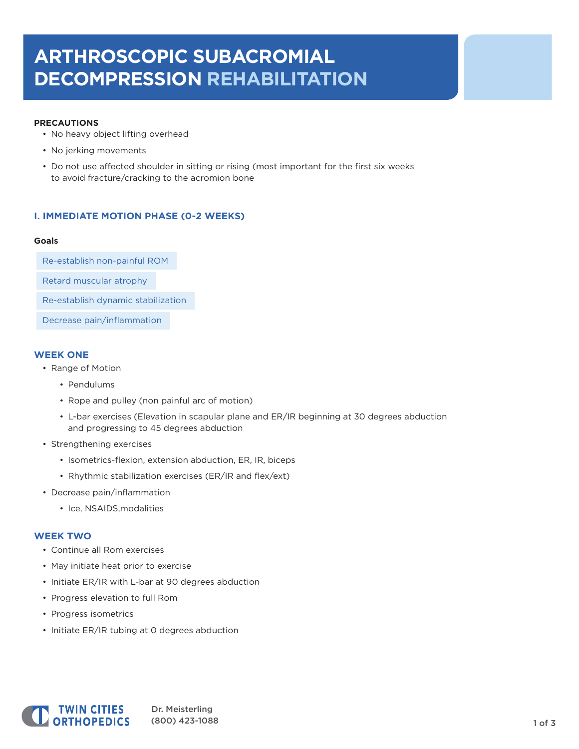# ARTHROSCOPIC SUBACROMIAL DECOMPRESSION REHABILITATION

**PRECAUTIONS**

- No heavy object lifting overhead
- No jerking movements
- Do not use affected shoulder in sitting or rising (most important for the first six weeks to avoid fracture/cracking to the acromion bone

## I. IMMEDIATE MOTION PHASE (0-2 WEEKS)

**Goals**

- Re-establish non-painful ROM
- Retard muscular atrophy
- Re-establish dynamic stabilization
- Decrease pain/inflammation

### WEEK ONE

- Range of Motion
  - Pendulums
  - Rope and pulley (non painful arc of motion)
  - L-bar exercises (Elevation in scapular plane and ER/IR beginning at 30 degrees abduction and progressing to 45 degrees abduction
- Strengthening exercises
  - Isometrics-flexion, extension abduction, ER, IR, biceps
  - Rhythmic stabilization exercises (ER/IR and flex/ext)
- Decrease pain/inflammation
  - Ice, NSAIDS,modalities

### WEEK TWO

- Continue all Rom exercises
- May initiate heat prior to exercise
- Initiate ER/IR with L-bar at 90 degrees abduction
- Progress elevation to full Rom
- Progress isometrics
- Initiate ER/IR tubing at 0 degrees abduction

TWIN CITIES ORTHOPEDICS

Dr. Meisterling
(800) 423-1088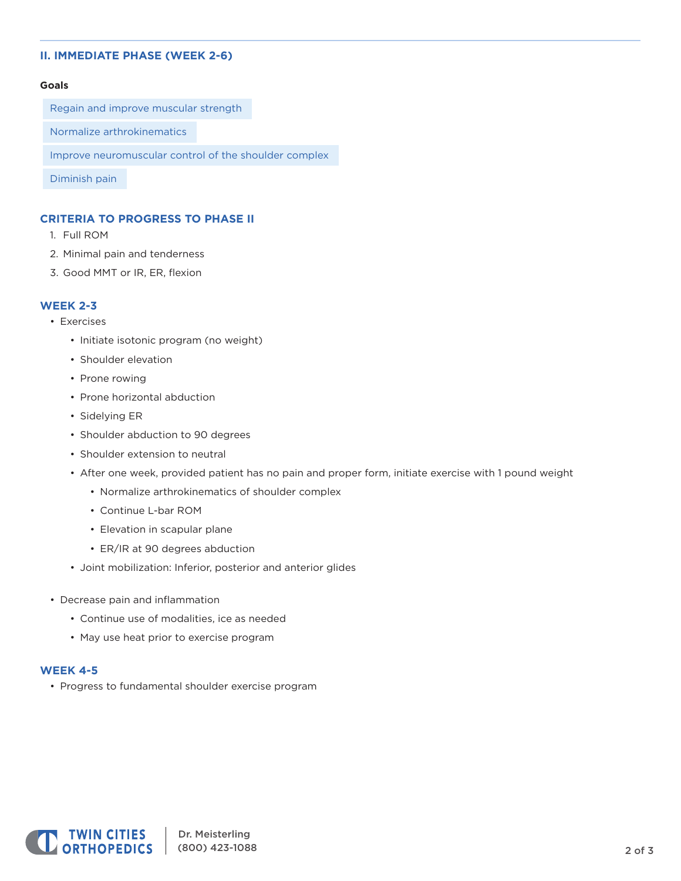## II. IMMEDIATE PHASE (WEEK 2-6)

**Goals**

- Regain and improve muscular strength
- Normalize arthrokinematics
- Improve neuromuscular control of the shoulder complex
- Diminish pain

### CRITERIA TO PROGRESS TO PHASE II

1. Full ROM
2. Minimal pain and tenderness
3. Good MMT or IR, ER, flexion

### WEEK 2-3

- Exercises
  - Initiate isotonic program (no weight)
  - Shoulder elevation
  - Prone rowing
  - Prone horizontal abduction
  - Sidelying ER
  - Shoulder abduction to 90 degrees
  - Shoulder extension to neutral
  - After one week, provided patient has no pain and proper form, initiate exercise with 1 pound weight
    - Normalize arthrokinematics of shoulder complex
    - Continue L-bar ROM
    - Elevation in scapular plane
    - ER/IR at 90 degrees abduction
  - Joint mobilization: Inferior, posterior and anterior glides
- Decrease pain and inflammation
  - Continue use of modalities, ice as needed
  - May use heat prior to exercise program

### WEEK 4-5

- Progress to fundamental shoulder exercise program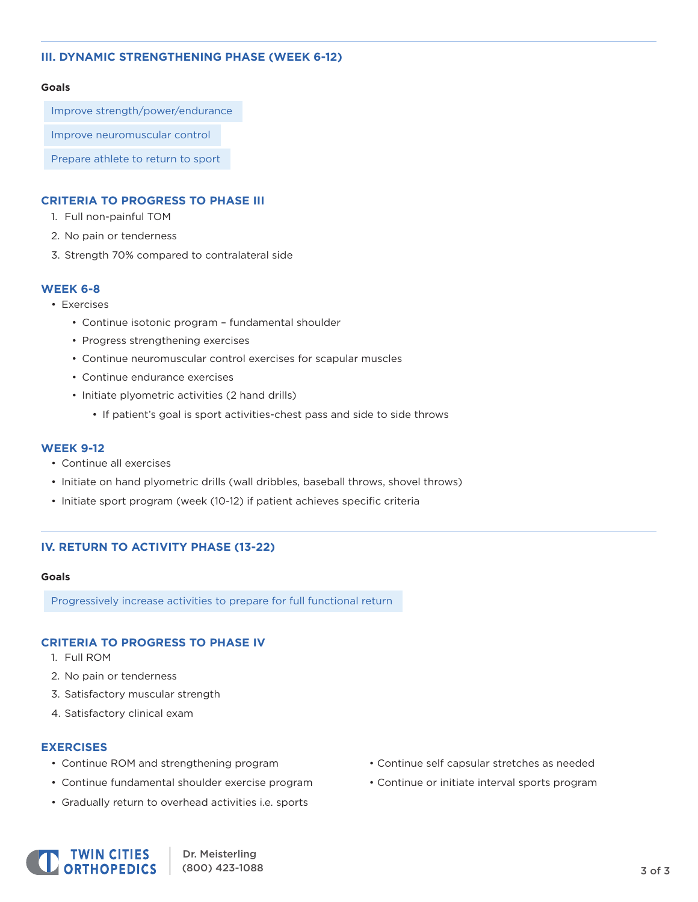## III. DYNAMIC STRENGTHENING PHASE (WEEK 6-12)

**Goals**

- Improve strength/power/endurance
- Improve neuromuscular control
- Prepare athlete to return to sport

### CRITERIA TO PROGRESS TO PHASE III

1. Full non-painful TOM
2. No pain or tenderness
3. Strength 70% compared to contralateral side

### WEEK 6-8

- Exercises
  - Continue isotonic program – fundamental shoulder
  - Progress strengthening exercises
  - Continue neuromuscular control exercises for scapular muscles
  - Continue endurance exercises
  - Initiate plyometric activities (2 hand drills)
    - If patient's goal is sport activities-chest pass and side to side throws

### WEEK 9-12

- Continue all exercises
- Initiate on hand plyometric drills (wall dribbles, baseball throws, shovel throws)
- Initiate sport program (week (10-12) if patient achieves specific criteria

## IV. RETURN TO ACTIVITY PHASE (13-22)

**Goals**

- Progressively increase activities to prepare for full functional return

### CRITERIA TO PROGRESS TO PHASE IV

1. Full ROM
2. No pain or tenderness
3. Satisfactory muscular strength
4. Satisfactory clinical exam

### EXERCISES

- Continue ROM and strengthening program
- Continue fundamental shoulder exercise program
- Gradually return to overhead activities i.e. sports
- Continue self capsular stretches as needed
- Continue or initiate interval sports program

TWIN CITIES ORTHOPEDICS | Dr. Meisterling (800) 423-1088